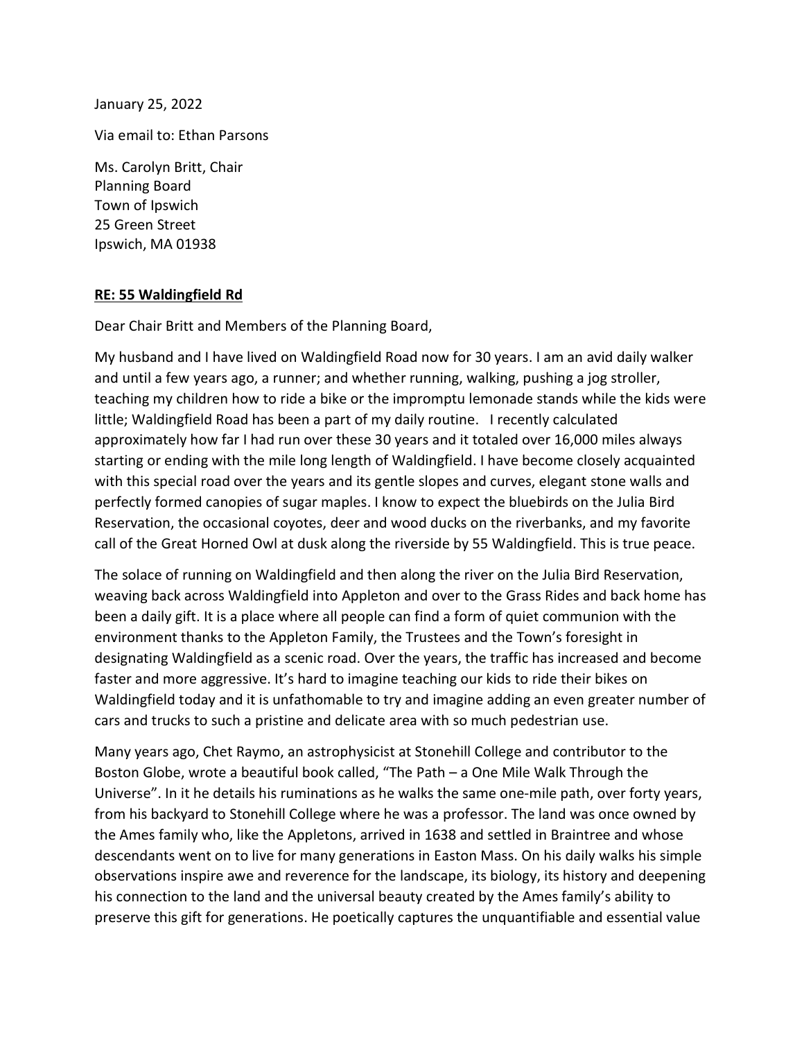January 25, 2022

Via email to: Ethan Parsons

Ms. Carolyn Britt, Chair
Planning Board
Town of Ipswich
25 Green Street
Ipswich, MA 01938

**RE: 55 Waldingfield Rd**

Dear Chair Britt and Members of the Planning Board,

My husband and I have lived on Waldingfield Road now for 30 years. I am an avid daily walker and until a few years ago, a runner; and whether running, walking, pushing a jog stroller, teaching my children how to ride a bike or the impromptu lemonade stands while the kids were little; Waldingfield Road has been a part of my daily routine. I recently calculated approximately how far I had run over these 30 years and it totaled over 16,000 miles always starting or ending with the mile long length of Waldingfield. I have become closely acquainted with this special road over the years and its gentle slopes and curves, elegant stone walls and perfectly formed canopies of sugar maples. I know to expect the bluebirds on the Julia Bird Reservation, the occasional coyotes, deer and wood ducks on the riverbanks, and my favorite call of the Great Horned Owl at dusk along the riverside by 55 Waldingfield. This is true peace.

The solace of running on Waldingfield and then along the river on the Julia Bird Reservation, weaving back across Waldingfield into Appleton and over to the Grass Rides and back home has been a daily gift. It is a place where all people can find a form of quiet communion with the environment thanks to the Appleton Family, the Trustees and the Town's foresight in designating Waldingfield as a scenic road. Over the years, the traffic has increased and become faster and more aggressive. It's hard to imagine teaching our kids to ride their bikes on Waldingfield today and it is unfathomable to try and imagine adding an even greater number of cars and trucks to such a pristine and delicate area with so much pedestrian use.

Many years ago, Chet Raymo, an astrophysicist at Stonehill College and contributor to the Boston Globe, wrote a beautiful book called, "The Path – a One Mile Walk Through the Universe". In it he details his ruminations as he walks the same one-mile path, over forty years, from his backyard to Stonehill College where he was a professor. The land was once owned by the Ames family who, like the Appletons, arrived in 1638 and settled in Braintree and whose descendants went on to live for many generations in Easton Mass. On his daily walks his simple observations inspire awe and reverence for the landscape, its biology, its history and deepening his connection to the land and the universal beauty created by the Ames family's ability to preserve this gift for generations. He poetically captures the unquantifiable and essential value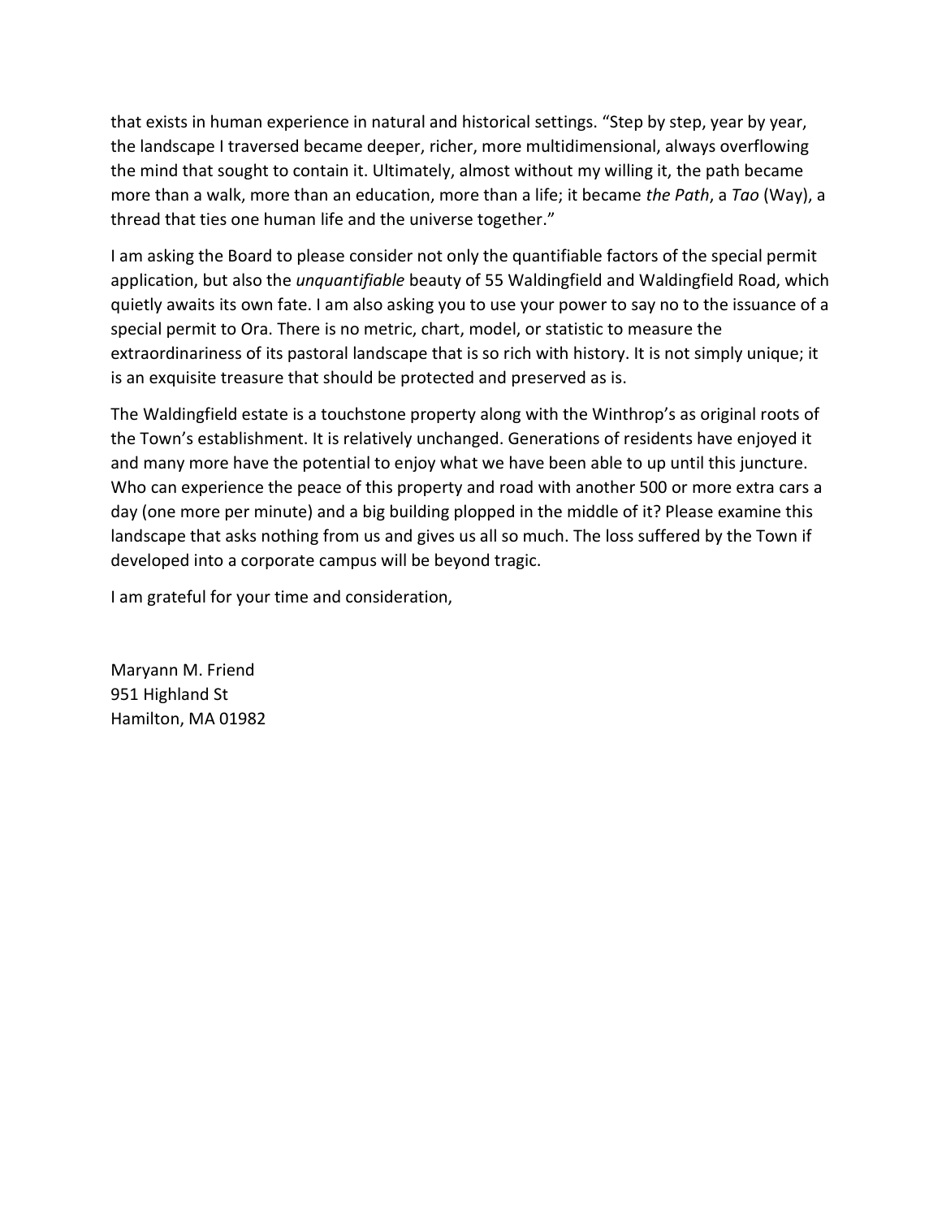that exists in human experience in natural and historical settings. "Step by step, year by year, the landscape I traversed became deeper, richer, more multidimensional, always overflowing the mind that sought to contain it. Ultimately, almost without my willing it, the path became more than a walk, more than an education, more than a life; it became *the Path*, a *Tao* (Way), a thread that ties one human life and the universe together."

I am asking the Board to please consider not only the quantifiable factors of the special permit application, but also the *unquantifiable* beauty of 55 Waldingfield and Waldingfield Road, which quietly awaits its own fate. I am also asking you to use your power to say no to the issuance of a special permit to Ora. There is no metric, chart, model, or statistic to measure the extraordinariness of its pastoral landscape that is so rich with history. It is not simply unique; it is an exquisite treasure that should be protected and preserved as is.

The Waldingfield estate is a touchstone property along with the Winthrop's as original roots of the Town's establishment. It is relatively unchanged. Generations of residents have enjoyed it and many more have the potential to enjoy what we have been able to up until this juncture. Who can experience the peace of this property and road with another 500 or more extra cars a day (one more per minute) and a big building plopped in the middle of it? Please examine this landscape that asks nothing from us and gives us all so much. The loss suffered by the Town if developed into a corporate campus will be beyond tragic.

I am grateful for your time and consideration,

Maryann M. Friend
951 Highland St
Hamilton, MA 01982